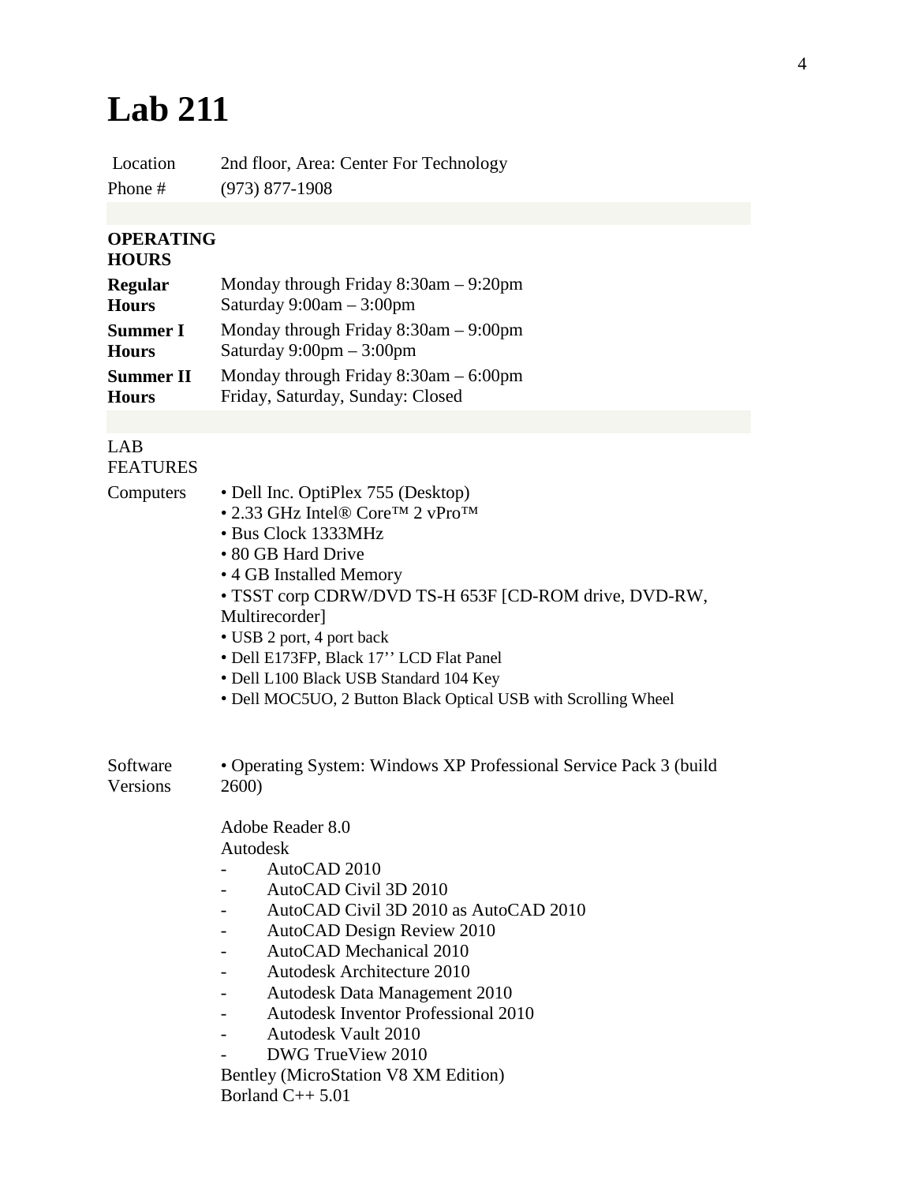# Lab 211

| | |
|---|---|
| Location | 2nd floor, Area: Center For Technology |
| Phone # | (973) 877-1908 |

**OPERATING HOURS**

| | |
|---|---|
| **Regular Hours** | Monday through Friday 8:30am – 9:20pm<br>Saturday 9:00am – 3:00pm |
| **Summer I Hours** | Monday through Friday 8:30am – 9:00pm<br>Saturday 9:00pm – 3:00pm |
| **Summer II Hours** | Monday through Friday 8:30am – 6:00pm<br>Friday, Saturday, Sunday: Closed |

LAB FEATURES

Computers

- Dell Inc. OptiPlex 755 (Desktop)
- 2.33 GHz Intel® Core™ 2 vPro™
- Bus Clock 1333MHz
- 80 GB Hard Drive
- 4 GB Installed Memory
- TSST corp CDRW/DVD TS-H 653F [CD-ROM drive, DVD-RW, Multirecorder]
- USB 2 port, 4 port back
- Dell E173FP, Black 17'' LCD Flat Panel
- Dell L100 Black USB Standard 104 Key
- Dell MOC5UO, 2 Button Black Optical USB with Scrolling Wheel

Software Versions

- Operating System: Windows XP Professional Service Pack 3 (build 2600)

Adobe Reader 8.0

Autodesk

- AutoCAD 2010
- AutoCAD Civil 3D 2010
- AutoCAD Civil 3D 2010 as AutoCAD 2010
- AutoCAD Design Review 2010
- AutoCAD Mechanical 2010
- Autodesk Architecture 2010
- Autodesk Data Management 2010
- Autodesk Inventor Professional 2010
- Autodesk Vault 2010
- DWG TrueView 2010

Bentley (MicroStation V8 XM Edition)

Borland C++ 5.01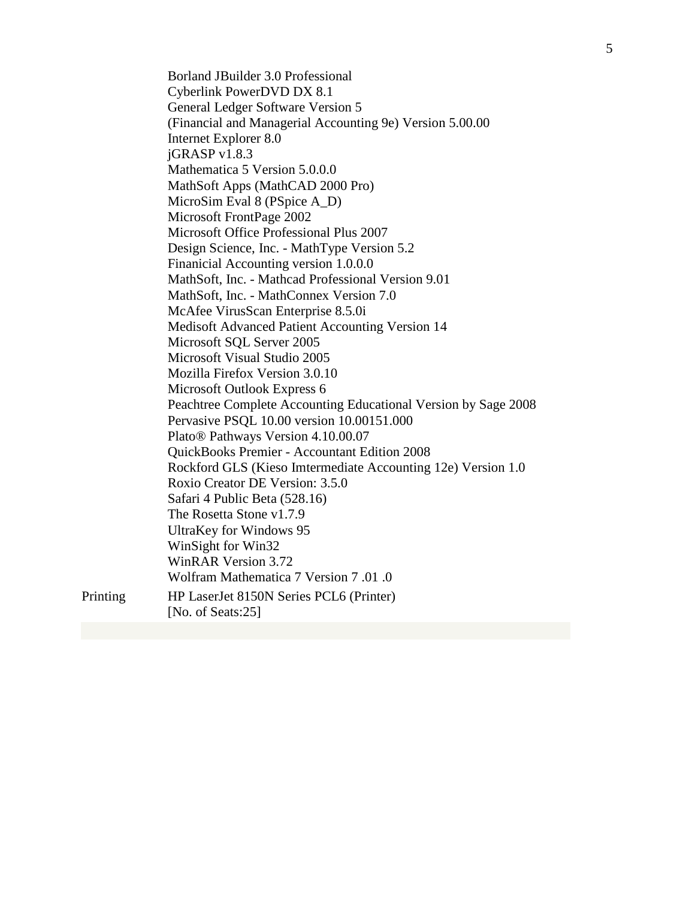| | |
|---|---|
| | Borland JBuilder 3.0 Professional<br>Cyberlink PowerDVD DX 8.1<br>General Ledger Software Version 5<br>(Financial and Managerial Accounting 9e) Version 5.00.00<br>Internet Explorer 8.0<br>jGRASP v1.8.3<br>Mathematica 5 Version 5.0.0.0<br>MathSoft Apps (MathCAD 2000 Pro)<br>MicroSim Eval 8 (PSpice A_D)<br>Microsoft FrontPage 2002<br>Microsoft Office Professional Plus 2007<br>Design Science, Inc. - MathType Version 5.2<br>Finanicial Accounting version 1.0.0.0<br>MathSoft, Inc. - Mathcad Professional Version 9.01<br>MathSoft, Inc. - MathConnex Version 7.0<br>McAfee VirusScan Enterprise 8.5.0i<br>Medisoft Advanced Patient Accounting Version 14<br>Microsoft SQL Server 2005<br>Microsoft Visual Studio 2005<br>Mozilla Firefox Version 3.0.10<br>Microsoft Outlook Express 6<br>Peachtree Complete Accounting Educational Version by Sage 2008<br>Pervasive PSQL 10.00 version 10.00151.000<br>Plato® Pathways Version 4.10.00.07<br>QuickBooks Premier - Accountant Edition 2008<br>Rockford GLS (Kieso Imtermediate Accounting 12e) Version 1.0<br>Roxio Creator DE Version: 3.5.0<br>Safari 4 Public Beta (528.16)<br>The Rosetta Stone v1.7.9<br>UltraKey for Windows 95<br>WinSight for Win32<br>WinRAR Version 3.72<br>Wolfram Mathematica 7 Version 7 .01 .0 |
| Printing | HP LaserJet 8150N Series PCL6 (Printer)<br>[No. of Seats:25] |